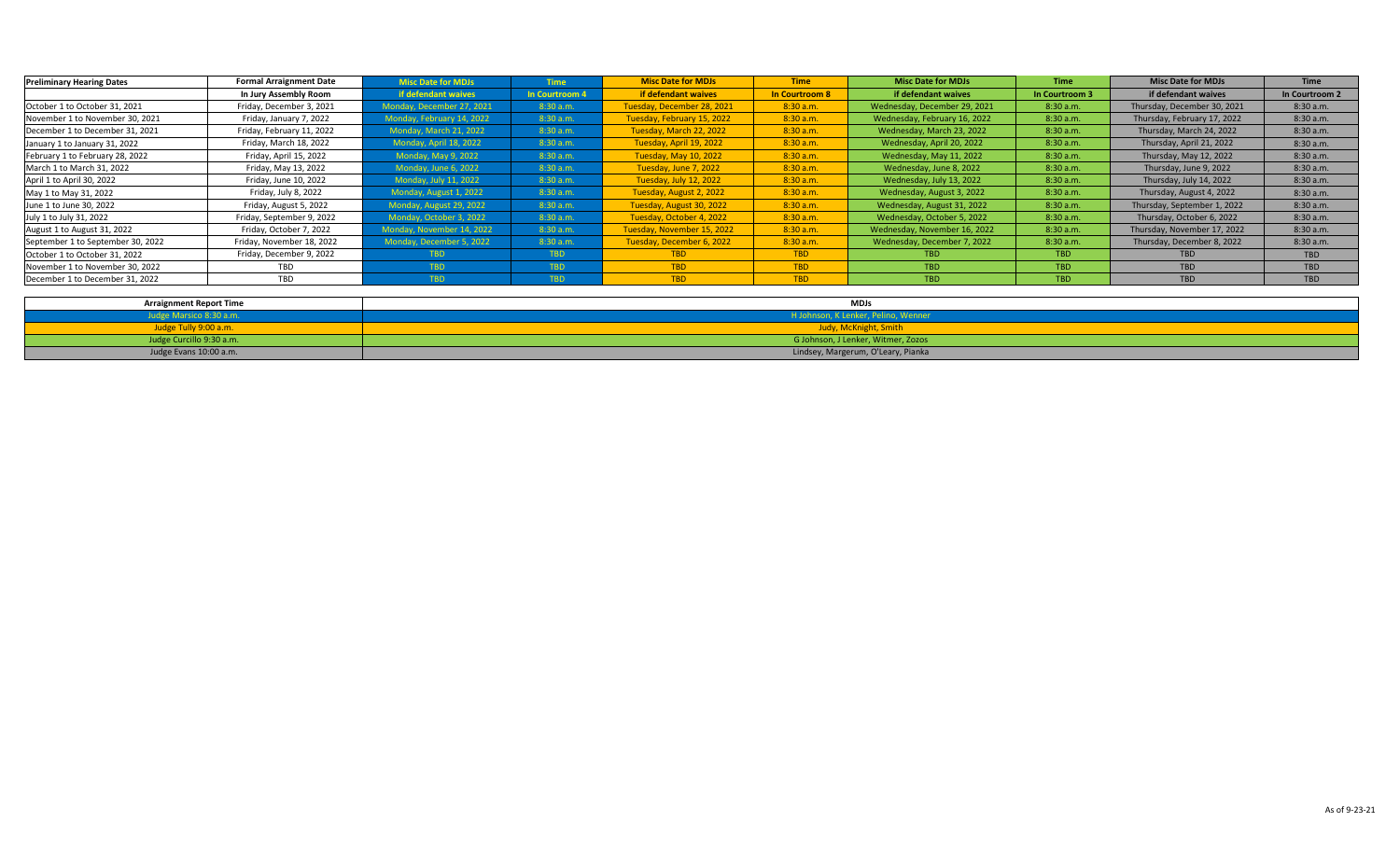| Preliminary Hearing Dates | Formal Arraignment Date | Misc Date for MDJs | Time | Misc Date for MDJs | Time | Misc Date for MDJs | Time | Misc Date for MDJs | Time |
|---|---|---|---|---|---|---|---|---|---|
| | In Jury Assembly Room | if defendant waives | In Courtroom 4 | if defendant waives | In Courtroom 8 | if defendant waives | In Courtroom 3 | if defendant waives | In Courtroom 2 |
| October 1 to October 31, 2021 | Friday, December 3, 2021 | Monday, December 27, 2021 | 8:30 a.m. | Tuesday, December 28, 2021 | 8:30 a.m. | Wednesday, December 29, 2021 | 8:30 a.m. | Thursday, December 30, 2021 | 8:30 a.m. |
| November 1 to November 30, 2021 | Friday, January 7, 2022 | Monday, February 14, 2022 | 8:30 a.m. | Tuesday, February 15, 2022 | 8:30 a.m. | Wednesday, February 16, 2022 | 8:30 a.m. | Thursday, February 17, 2022 | 8:30 a.m. |
| December 1 to December 31, 2021 | Friday, February 11, 2022 | Monday, March 21, 2022 | 8:30 a.m. | Tuesday, March 22, 2022 | 8:30 a.m. | Wednesday, March 23, 2022 | 8:30 a.m. | Thursday, March 24, 2022 | 8:30 a.m. |
| January 1 to January 31, 2022 | Friday, March 18, 2022 | Monday, April 18, 2022 | 8:30 a.m. | Tuesday, April 19, 2022 | 8:30 a.m. | Wednesday, April 20, 2022 | 8:30 a.m. | Thursday, April 21, 2022 | 8:30 a.m. |
| February 1 to February 28, 2022 | Friday, April 15, 2022 | Monday, May 9, 2022 | 8:30 a.m. | Tuesday, May 10, 2022 | 8:30 a.m. | Wednesday, May 11, 2022 | 8:30 a.m. | Thursday, May 12, 2022 | 8:30 a.m. |
| March 1 to March 31, 2022 | Friday, May 13, 2022 | Monday, June 6, 2022 | 8:30 a.m. | Tuesday, June 7, 2022 | 8:30 a.m. | Wednesday, June 8, 2022 | 8:30 a.m. | Thursday, June 9, 2022 | 8:30 a.m. |
| April 1 to April 30, 2022 | Friday, June 10, 2022 | Monday, July 11, 2022 | 8:30 a.m. | Tuesday, July 12, 2022 | 8:30 a.m. | Wednesday, July 13, 2022 | 8:30 a.m. | Thursday, July 14, 2022 | 8:30 a.m. |
| May 1 to May 31, 2022 | Friday, July 8, 2022 | Monday, August 1, 2022 | 8:30 a.m. | Tuesday, August 2, 2022 | 8:30 a.m. | Wednesday, August 3, 2022 | 8:30 a.m. | Thursday, August 4, 2022 | 8:30 a.m. |
| June 1 to June 30, 2022 | Friday, August 5, 2022 | Monday, August 29, 2022 | 8:30 a.m. | Tuesday, August 30, 2022 | 8:30 a.m. | Wednesday, August 31, 2022 | 8:30 a.m. | Thursday, September 1, 2022 | 8:30 a.m. |
| July 1 to July 31, 2022 | Friday, September 9, 2022 | Monday, October 3, 2022 | 8:30 a.m. | Tuesday, October 4, 2022 | 8:30 a.m. | Wednesday, October 5, 2022 | 8:30 a.m. | Thursday, October 6, 2022 | 8:30 a.m. |
| August 1 to August 31, 2022 | Friday, October 7, 2022 | Monday, November 14, 2022 | 8:30 a.m. | Tuesday, November 15, 2022 | 8:30 a.m. | Wednesday, November 16, 2022 | 8:30 a.m. | Thursday, November 17, 2022 | 8:30 a.m. |
| September 1 to September 30, 2022 | Friday, November 18, 2022 | Monday, December 5, 2022 | 8:30 a.m. | Tuesday, December 6, 2022 | 8:30 a.m. | Wednesday, December 7, 2022 | 8:30 a.m. | Thursday, December 8, 2022 | 8:30 a.m. |
| October 1 to October 31, 2022 | Friday, December 9, 2022 | TBD | TBD | TBD | TBD | TBD | TBD | TBD | TBD |
| November 1 to November 30, 2022 | TBD | TBD | TBD | TBD | TBD | TBD | TBD | TBD | TBD |
| December 1 to December 31, 2022 | TBD | TBD | TBD | TBD | TBD | TBD | TBD | TBD | TBD |

| Arraignment Report Time | MDJs |
|---|---|
| Judge Marsico 8:30 a.m. | H Johnson, K Lenker, Pelino, Wenner |
| Judge Tully 9:00 a.m. | Judy, McKnight, Smith |
| Judge Curcillo 9:30 a.m. | G Johnson, J Lenker, Witmer, Zozos |
| Judge Evans 10:00 a.m. | Lindsey, Margerum, O'Leary, Pianka |

As of 9-23-21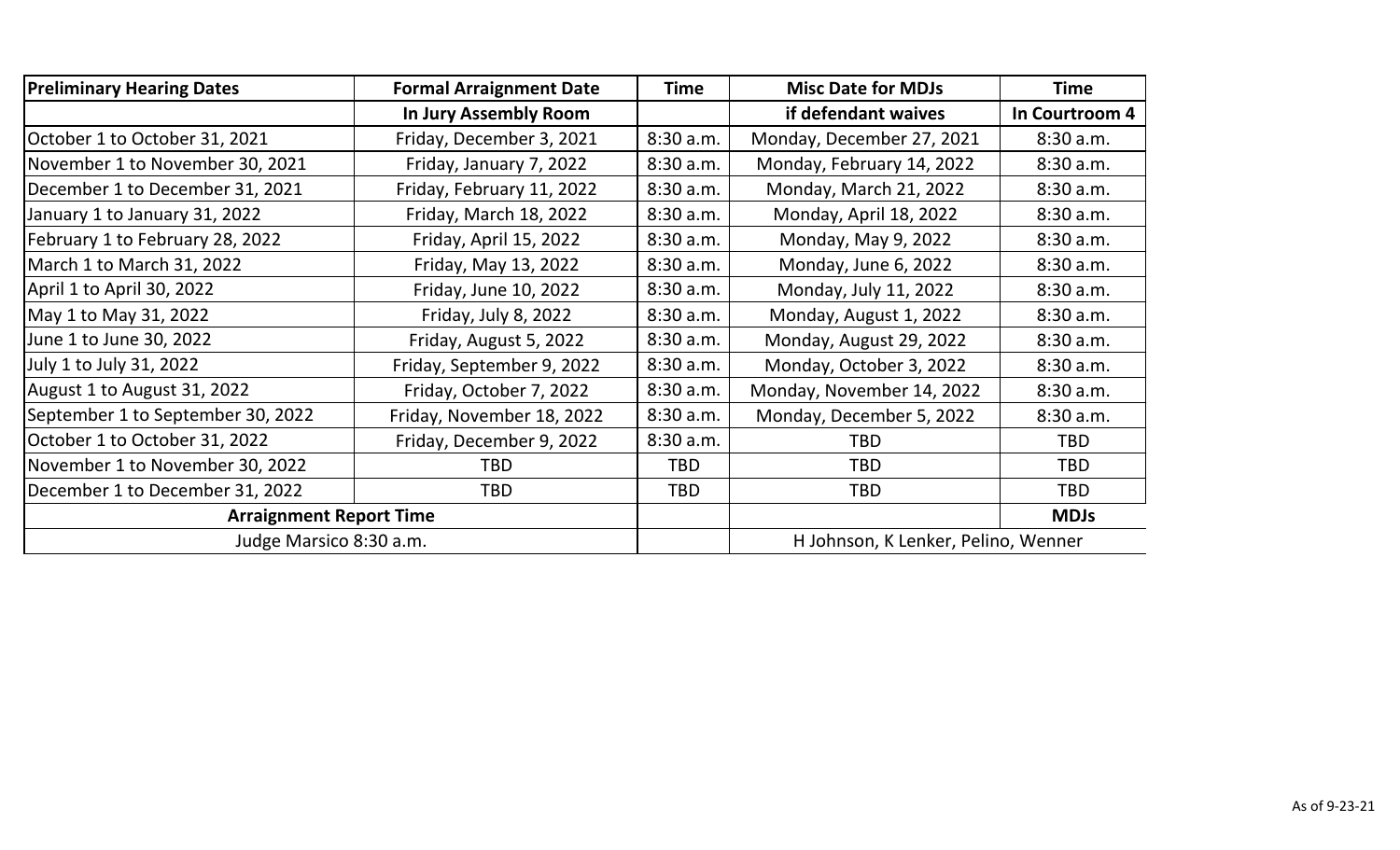| Preliminary Hearing Dates | Formal Arraignment Date | Time | Misc Date for MDJs | Time |
|---|---|---|---|---|
| | In Jury Assembly Room | | if defendant waives | In Courtroom 4 |
| October 1 to October 31, 2021 | Friday, December 3, 2021 | 8:30 a.m. | Monday, December 27, 2021 | 8:30 a.m. |
| November 1 to November 30, 2021 | Friday, January 7, 2022 | 8:30 a.m. | Monday, February 14, 2022 | 8:30 a.m. |
| December 1 to December 31, 2021 | Friday, February 11, 2022 | 8:30 a.m. | Monday, March 21, 2022 | 8:30 a.m. |
| January 1 to January 31, 2022 | Friday, March 18, 2022 | 8:30 a.m. | Monday, April 18, 2022 | 8:30 a.m. |
| February 1 to February 28, 2022 | Friday, April 15, 2022 | 8:30 a.m. | Monday, May 9, 2022 | 8:30 a.m. |
| March 1 to March 31, 2022 | Friday, May 13, 2022 | 8:30 a.m. | Monday, June 6, 2022 | 8:30 a.m. |
| April 1 to April 30, 2022 | Friday, June 10, 2022 | 8:30 a.m. | Monday, July 11, 2022 | 8:30 a.m. |
| May 1 to May 31, 2022 | Friday, July 8, 2022 | 8:30 a.m. | Monday, August 1, 2022 | 8:30 a.m. |
| June 1 to June 30, 2022 | Friday, August 5, 2022 | 8:30 a.m. | Monday, August 29, 2022 | 8:30 a.m. |
| July 1 to July 31, 2022 | Friday, September 9, 2022 | 8:30 a.m. | Monday, October 3, 2022 | 8:30 a.m. |
| August 1 to August 31, 2022 | Friday, October 7, 2022 | 8:30 a.m. | Monday, November 14, 2022 | 8:30 a.m. |
| September 1 to September 30, 2022 | Friday, November 18, 2022 | 8:30 a.m. | Monday, December 5, 2022 | 8:30 a.m. |
| October 1 to October 31, 2022 | Friday, December 9, 2022 | 8:30 a.m. | TBD | TBD |
| November 1 to November 30, 2022 | TBD | TBD | TBD | TBD |
| December 1 to December 31, 2022 | TBD | TBD | TBD | TBD |
| **Arraignment Report Time** | | | | **MDJs** |
| Judge Marsico 8:30 a.m. | | | H Johnson, K Lenker, Pelino, Wenner | |

As of 9-23-21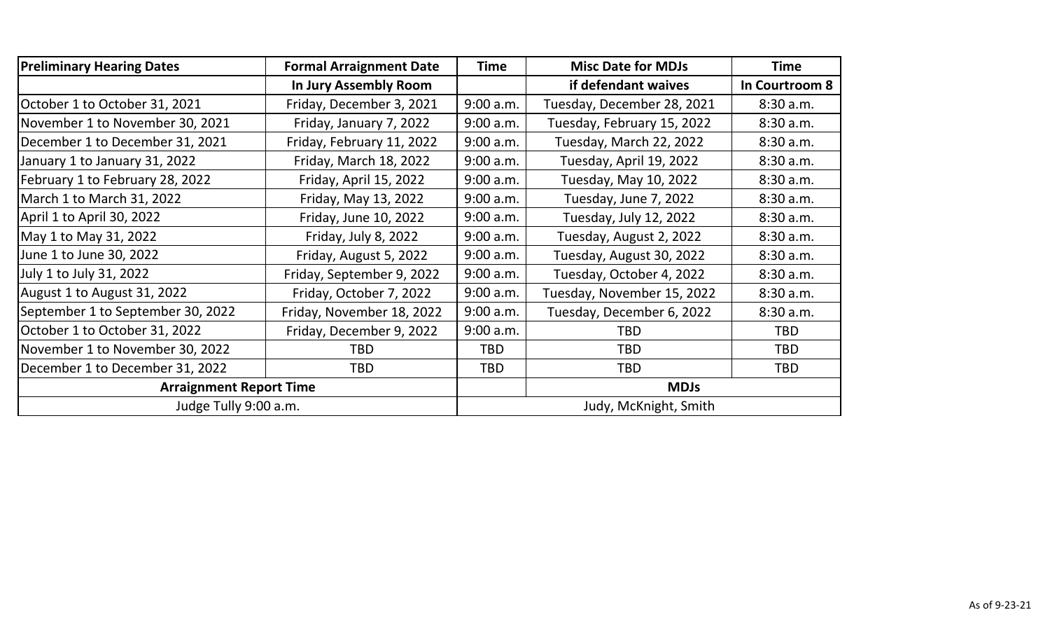| Preliminary Hearing Dates | Formal Arraignment Date | Time | Misc Date for MDJs | Time |
|---|---|---|---|---|
| | In Jury Assembly Room | | if defendant waives | In Courtroom 8 |
| October 1 to October 31, 2021 | Friday, December 3, 2021 | 9:00 a.m. | Tuesday, December 28, 2021 | 8:30 a.m. |
| November 1 to November 30, 2021 | Friday, January 7, 2022 | 9:00 a.m. | Tuesday, February 15, 2022 | 8:30 a.m. |
| December 1 to December 31, 2021 | Friday, February 11, 2022 | 9:00 a.m. | Tuesday, March 22, 2022 | 8:30 a.m. |
| January 1 to January 31, 2022 | Friday, March 18, 2022 | 9:00 a.m. | Tuesday, April 19, 2022 | 8:30 a.m. |
| February 1 to February 28, 2022 | Friday, April 15, 2022 | 9:00 a.m. | Tuesday, May 10, 2022 | 8:30 a.m. |
| March 1 to March 31, 2022 | Friday, May 13, 2022 | 9:00 a.m. | Tuesday, June 7, 2022 | 8:30 a.m. |
| April 1 to April 30, 2022 | Friday, June 10, 2022 | 9:00 a.m. | Tuesday, July 12, 2022 | 8:30 a.m. |
| May 1 to May 31, 2022 | Friday, July 8, 2022 | 9:00 a.m. | Tuesday, August 2, 2022 | 8:30 a.m. |
| June 1 to June 30, 2022 | Friday, August 5, 2022 | 9:00 a.m. | Tuesday, August 30, 2022 | 8:30 a.m. |
| July 1 to July 31, 2022 | Friday, September 9, 2022 | 9:00 a.m. | Tuesday, October 4, 2022 | 8:30 a.m. |
| August 1 to August 31, 2022 | Friday, October 7, 2022 | 9:00 a.m. | Tuesday, November 15, 2022 | 8:30 a.m. |
| September 1 to September 30, 2022 | Friday, November 18, 2022 | 9:00 a.m. | Tuesday, December 6, 2022 | 8:30 a.m. |
| October 1 to October 31, 2022 | Friday, December 9, 2022 | 9:00 a.m. | TBD | TBD |
| November 1 to November 30, 2022 | TBD | TBD | TBD | TBD |
| December 1 to December 31, 2022 | TBD | TBD | TBD | TBD |
| **Arraignment Report Time** | | | **MDJs** | |
| Judge Tully 9:00 a.m. | | | Judy, McKnight, Smith | |

As of 9-23-21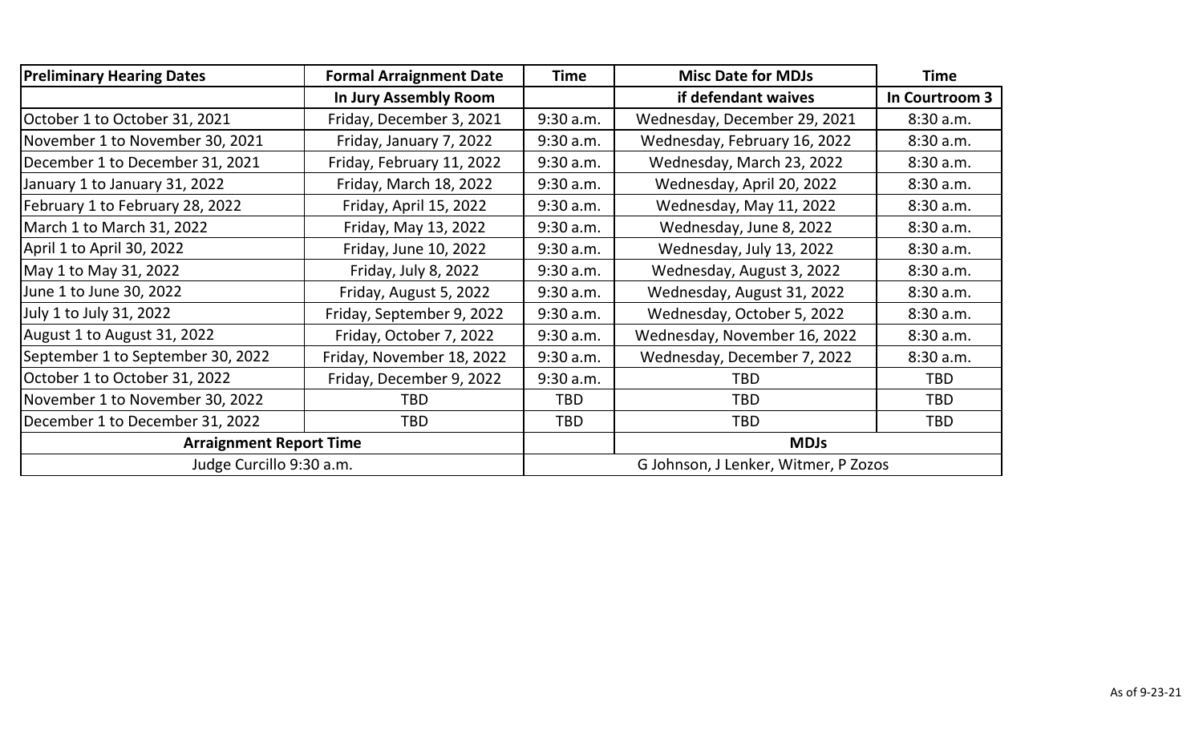| Preliminary Hearing Dates | Formal Arraignment Date | Time | Misc Date for MDJs | Time |
|---|---|---|---|---|
| | In Jury Assembly Room | | if defendant waives | In Courtroom 3 |
| October 1 to October 31, 2021 | Friday, December 3, 2021 | 9:30 a.m. | Wednesday, December 29, 2021 | 8:30 a.m. |
| November 1 to November 30, 2021 | Friday, January 7, 2022 | 9:30 a.m. | Wednesday, February 16, 2022 | 8:30 a.m. |
| December 1 to December 31, 2021 | Friday, February 11, 2022 | 9:30 a.m. | Wednesday, March 23, 2022 | 8:30 a.m. |
| January 1 to January 31, 2022 | Friday, March 18, 2022 | 9:30 a.m. | Wednesday, April 20, 2022 | 8:30 a.m. |
| February 1 to February 28, 2022 | Friday, April 15, 2022 | 9:30 a.m. | Wednesday, May 11, 2022 | 8:30 a.m. |
| March 1 to March 31, 2022 | Friday, May 13, 2022 | 9:30 a.m. | Wednesday, June 8, 2022 | 8:30 a.m. |
| April 1 to April 30, 2022 | Friday, June 10, 2022 | 9:30 a.m. | Wednesday, July 13, 2022 | 8:30 a.m. |
| May 1 to May 31, 2022 | Friday, July 8, 2022 | 9:30 a.m. | Wednesday, August 3, 2022 | 8:30 a.m. |
| June 1 to June 30, 2022 | Friday, August 5, 2022 | 9:30 a.m. | Wednesday, August 31, 2022 | 8:30 a.m. |
| July 1 to July 31, 2022 | Friday, September 9, 2022 | 9:30 a.m. | Wednesday, October 5, 2022 | 8:30 a.m. |
| August 1 to August 31, 2022 | Friday, October 7, 2022 | 9:30 a.m. | Wednesday, November 16, 2022 | 8:30 a.m. |
| September 1 to September 30, 2022 | Friday, November 18, 2022 | 9:30 a.m. | Wednesday, December 7, 2022 | 8:30 a.m. |
| October 1 to October 31, 2022 | Friday, December 9, 2022 | 9:30 a.m. | TBD | TBD |
| November 1 to November 30, 2022 | TBD | TBD | TBD | TBD |
| December 1 to December 31, 2022 | TBD | TBD | TBD | TBD |
| **Arraignment Report Time** | | | **MDJs** | |
| Judge Curcillo 9:30 a.m. | | G Johnson, J Lenker, Witmer, P Zozos | | |

As of 9-23-21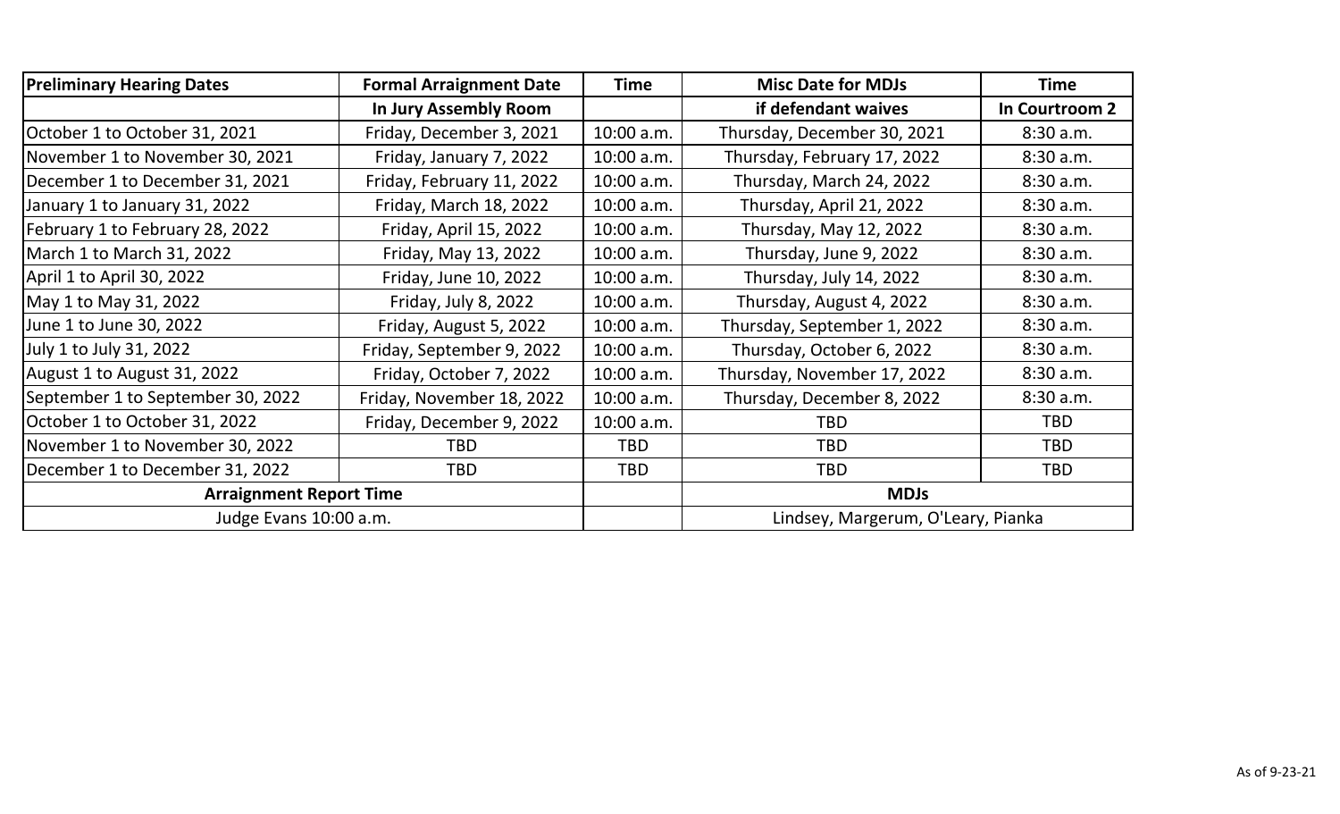| Preliminary Hearing Dates | Formal Arraignment Date | Time | Misc Date for MDJs | Time |
|---|---|---|---|---|
| | In Jury Assembly Room | | if defendant waives | In Courtroom 2 |
| October 1 to October 31, 2021 | Friday, December 3, 2021 | 10:00 a.m. | Thursday, December 30, 2021 | 8:30 a.m. |
| November 1 to November 30, 2021 | Friday, January 7, 2022 | 10:00 a.m. | Thursday, February 17, 2022 | 8:30 a.m. |
| December 1 to December 31, 2021 | Friday, February 11, 2022 | 10:00 a.m. | Thursday, March 24, 2022 | 8:30 a.m. |
| January 1 to January 31, 2022 | Friday, March 18, 2022 | 10:00 a.m. | Thursday, April 21, 2022 | 8:30 a.m. |
| February 1 to February 28, 2022 | Friday, April 15, 2022 | 10:00 a.m. | Thursday, May 12, 2022 | 8:30 a.m. |
| March 1 to March 31, 2022 | Friday, May 13, 2022 | 10:00 a.m. | Thursday, June 9, 2022 | 8:30 a.m. |
| April 1 to April 30, 2022 | Friday, June 10, 2022 | 10:00 a.m. | Thursday, July 14, 2022 | 8:30 a.m. |
| May 1 to May 31, 2022 | Friday, July 8, 2022 | 10:00 a.m. | Thursday, August 4, 2022 | 8:30 a.m. |
| June 1 to June 30, 2022 | Friday, August 5, 2022 | 10:00 a.m. | Thursday, September 1, 2022 | 8:30 a.m. |
| July 1 to July 31, 2022 | Friday, September 9, 2022 | 10:00 a.m. | Thursday, October 6, 2022 | 8:30 a.m. |
| August 1 to August 31, 2022 | Friday, October 7, 2022 | 10:00 a.m. | Thursday, November 17, 2022 | 8:30 a.m. |
| September 1 to September 30, 2022 | Friday, November 18, 2022 | 10:00 a.m. | Thursday, December 8, 2022 | 8:30 a.m. |
| October 1 to October 31, 2022 | Friday, December 9, 2022 | 10:00 a.m. | TBD | TBD |
| November 1 to November 30, 2022 | TBD | TBD | TBD | TBD |
| December 1 to December 31, 2022 | TBD | TBD | TBD | TBD |
| **Arraignment Report Time** | | | **MDJs** | |
| Judge Evans 10:00 a.m. | | | Lindsey, Margerum, O'Leary, Pianka | |

As of 9-23-21